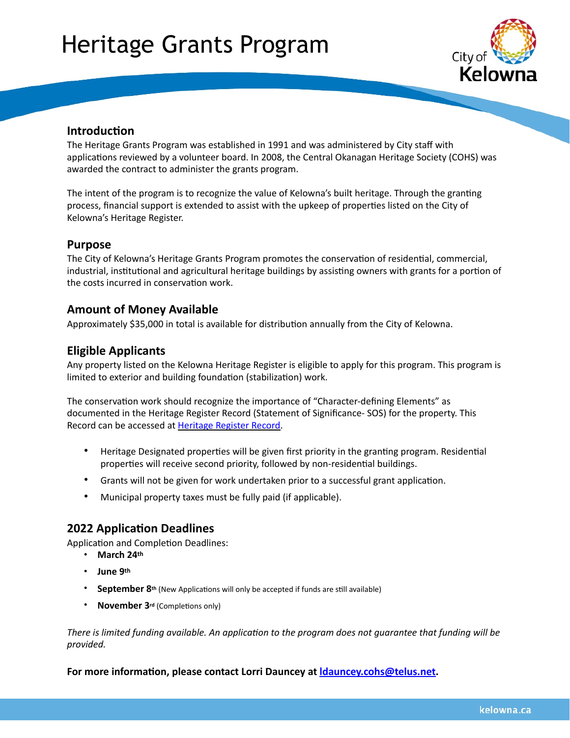# Heritage Grants Program

## Introduction

The Heritage Grants Program was established in 1991 and was administered by City staff with applications reviewed by a volunteer board. In 2008, the Central Okanagan Heritage Society (COHS) was awarded the contract to administer the grants program.

The intent of the program is to recognize the value of Kelowna's built heritage. Through the granting process, financial support is extended to assist with the upkeep of properties listed on the City of Kelowna's Heritage Register.

## Purpose

The City of Kelowna's Heritage Grants Program promotes the conservation of residential, commercial, industrial, institutional and agricultural heritage buildings by assisting owners with grants for a portion of the costs incurred in conservation work.

## Amount of Money Available

Approximately $35,000 in total is available for distribution annually from the City of Kelowna.

## Eligible Applicants

Any property listed on the Kelowna Heritage Register is eligible to apply for this program. This program is limited to exterior and building foundation (stabilization) work.

The conservation work should recognize the importance of "Character-defining Elements" as documented in the Heritage Register Record (Statement of Significance- SOS) for the property. This Record can be accessed at Heritage Register Record.

- Heritage Designated properties will be given first priority in the granting program. Residential properties will receive second priority, followed by non-residential buildings.
- Grants will not be given for work undertaken prior to a successful grant application.
- Municipal property taxes must be fully paid (if applicable).

## 2022 Application Deadlines

Application and Completion Deadlines:

- **March 24th**
- **June 9th**
- **September 8th** (New Applications will only be accepted if funds are still available)
- **November 3rd** (Completions only)

*There is limited funding available. An application to the program does not guarantee that funding will be provided.*

**For more information, please contact Lorri Dauncey at ldauncey.cohs@telus.net.**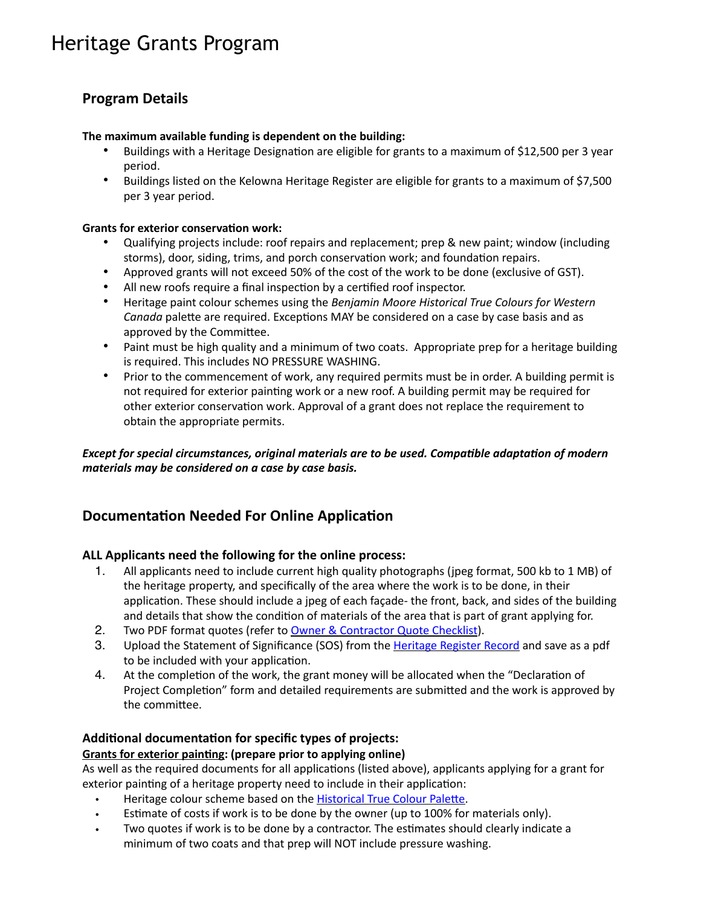# Heritage Grants Program

## Program Details

**The maximum available funding is dependent on the building:**

- Buildings with a Heritage Designation are eligible for grants to a maximum of $12,500 per 3 year period.
- Buildings listed on the Kelowna Heritage Register are eligible for grants to a maximum of $7,500 per 3 year period.

**Grants for exterior conservation work:**

- Qualifying projects include: roof repairs and replacement; prep & new paint; window (including storms), door, siding, trims, and porch conservation work; and foundation repairs.
- Approved grants will not exceed 50% of the cost of the work to be done (exclusive of GST).
- All new roofs require a final inspection by a certified roof inspector.
- Heritage paint colour schemes using the *Benjamin Moore Historical True Colours for Western Canada* palette are required. Exceptions MAY be considered on a case by case basis and as approved by the Committee.
- Paint must be high quality and a minimum of two coats. Appropriate prep for a heritage building is required. This includes NO PRESSURE WASHING.
- Prior to the commencement of work, any required permits must be in order. A building permit is not required for exterior painting work or a new roof. A building permit may be required for other exterior conservation work. Approval of a grant does not replace the requirement to obtain the appropriate permits.

***Except for special circumstances, original materials are to be used. Compatible adaptation of modern materials may be considered on a case by case basis.***

## Documentation Needed For Online Application

### ALL Applicants need the following for the online process:

1. All applicants need to include current high quality photographs (jpeg format, 500 kb to 1 MB) of the heritage property, and specifically of the area where the work is to be done, in their application. These should include a jpeg of each façade- the front, back, and sides of the building and details that show the condition of materials of the area that is part of grant applying for.
2. Two PDF format quotes (refer to Owner & Contractor Quote Checklist).
3. Upload the Statement of Significance (SOS) from the Heritage Register Record and save as a pdf to be included with your application.
4. At the completion of the work, the grant money will be allocated when the "Declaration of Project Completion" form and detailed requirements are submitted and the work is approved by the committee.

### Additional documentation for specific types of projects:

**Grants for exterior painting: (prepare prior to applying online)**

As well as the required documents for all applications (listed above), applicants applying for a grant for exterior painting of a heritage property need to include in their application:

- Heritage colour scheme based on the Historical True Colour Palette.
- Estimate of costs if work is to be done by the owner (up to 100% for materials only).
- Two quotes if work is to be done by a contractor. The estimates should clearly indicate a minimum of two coats and that prep will NOT include pressure washing.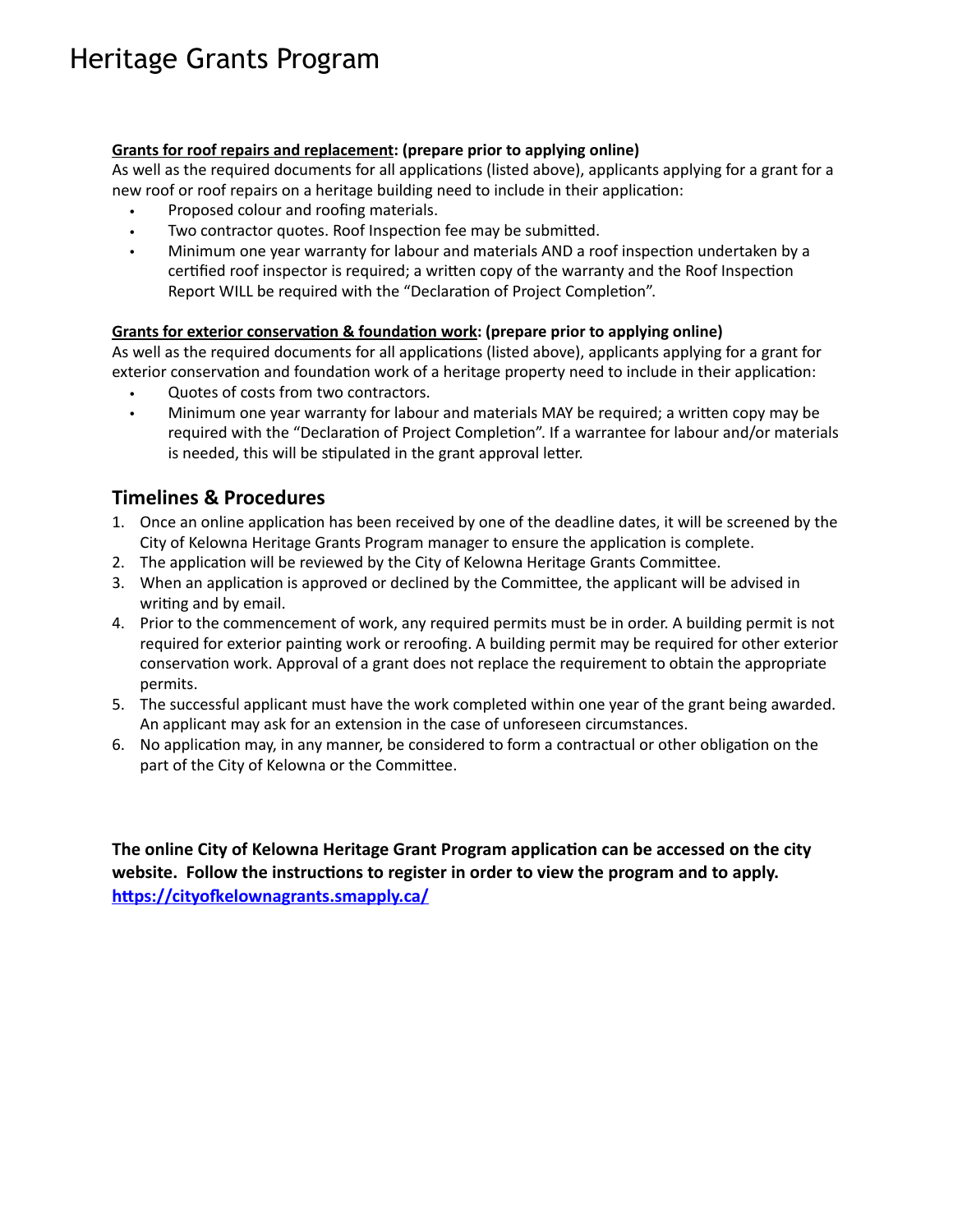# Heritage Grants Program

**<u>Grants for roof repairs and replacement</u>: (prepare prior to applying online)**

As well as the required documents for all applications (listed above), applicants applying for a grant for a new roof or roof repairs on a heritage building need to include in their application:

- Proposed colour and roofing materials.
- Two contractor quotes. Roof Inspection fee may be submitted.
- Minimum one year warranty for labour and materials AND a roof inspection undertaken by a certified roof inspector is required; a written copy of the warranty and the Roof Inspection Report WILL be required with the "Declaration of Project Completion".

**<u>Grants for exterior conservation & foundation work</u>: (prepare prior to applying online)**

As well as the required documents for all applications (listed above), applicants applying for a grant for exterior conservation and foundation work of a heritage property need to include in their application:

- Quotes of costs from two contractors.
- Minimum one year warranty for labour and materials MAY be required; a written copy may be required with the "Declaration of Project Completion". If a warrantee for labour and/or materials is needed, this will be stipulated in the grant approval letter.

## Timelines & Procedures

1. Once an online application has been received by one of the deadline dates, it will be screened by the City of Kelowna Heritage Grants Program manager to ensure the application is complete.
2. The application will be reviewed by the City of Kelowna Heritage Grants Committee.
3. When an application is approved or declined by the Committee, the applicant will be advised in writing and by email.
4. Prior to the commencement of work, any required permits must be in order. A building permit is not required for exterior painting work or reroofing. A building permit may be required for other exterior conservation work. Approval of a grant does not replace the requirement to obtain the appropriate permits.
5. The successful applicant must have the work completed within one year of the grant being awarded. An applicant may ask for an extension in the case of unforeseen circumstances.
6. No application may, in any manner, be considered to form a contractual or other obligation on the part of the City of Kelowna or the Committee.

**The online City of Kelowna Heritage Grant Program application can be accessed on the city website. Follow the instructions to register in order to view the program and to apply.**
**[https://cityofkelownagrants.smapply.ca/](https://cityofkelownagrants.smapply.ca/)**